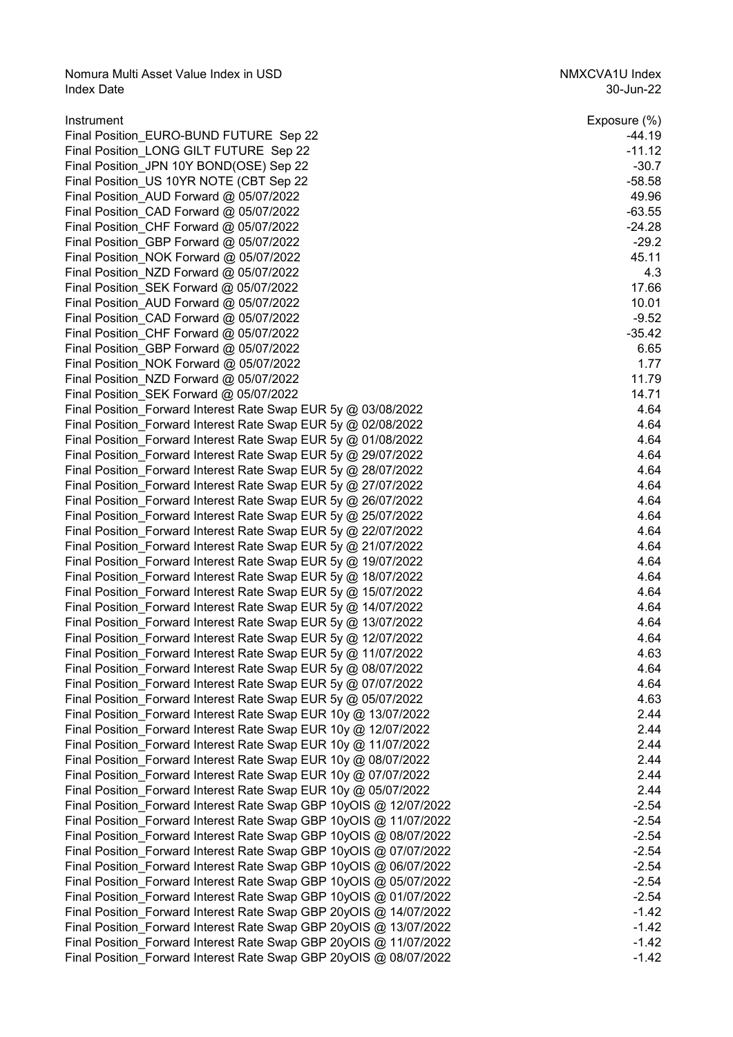Nomura Multi Asset Value Index in USD | NMXCVA1U Index
Index Date | 30-Jun-22

| Instrument | Exposure (%) |
|---|---|
| Final Position_EURO-BUND FUTURE Sep 22 | -44.19 |
| Final Position_LONG GILT FUTURE Sep 22 | -11.12 |
| Final Position_JPN 10Y BOND(OSE) Sep 22 | -30.7 |
| Final Position_US 10YR NOTE (CBT Sep 22 | -58.58 |
| Final Position_AUD Forward @ 05/07/2022 | 49.96 |
| Final Position_CAD Forward @ 05/07/2022 | -63.55 |
| Final Position_CHF Forward @ 05/07/2022 | -24.28 |
| Final Position_GBP Forward @ 05/07/2022 | -29.2 |
| Final Position_NOK Forward @ 05/07/2022 | 45.11 |
| Final Position_NZD Forward @ 05/07/2022 | 4.3 |
| Final Position_SEK Forward @ 05/07/2022 | 17.66 |
| Final Position_AUD Forward @ 05/07/2022 | 10.01 |
| Final Position_CAD Forward @ 05/07/2022 | -9.52 |
| Final Position_CHF Forward @ 05/07/2022 | -35.42 |
| Final Position_GBP Forward @ 05/07/2022 | 6.65 |
| Final Position_NOK Forward @ 05/07/2022 | 1.77 |
| Final Position_NZD Forward @ 05/07/2022 | 11.79 |
| Final Position_SEK Forward @ 05/07/2022 | 14.71 |
| Final Position_Forward Interest Rate Swap EUR 5y @ 03/08/2022 | 4.64 |
| Final Position_Forward Interest Rate Swap EUR 5y @ 02/08/2022 | 4.64 |
| Final Position_Forward Interest Rate Swap EUR 5y @ 01/08/2022 | 4.64 |
| Final Position_Forward Interest Rate Swap EUR 5y @ 29/07/2022 | 4.64 |
| Final Position_Forward Interest Rate Swap EUR 5y @ 28/07/2022 | 4.64 |
| Final Position_Forward Interest Rate Swap EUR 5y @ 27/07/2022 | 4.64 |
| Final Position_Forward Interest Rate Swap EUR 5y @ 26/07/2022 | 4.64 |
| Final Position_Forward Interest Rate Swap EUR 5y @ 25/07/2022 | 4.64 |
| Final Position_Forward Interest Rate Swap EUR 5y @ 22/07/2022 | 4.64 |
| Final Position_Forward Interest Rate Swap EUR 5y @ 21/07/2022 | 4.64 |
| Final Position_Forward Interest Rate Swap EUR 5y @ 19/07/2022 | 4.64 |
| Final Position_Forward Interest Rate Swap EUR 5y @ 18/07/2022 | 4.64 |
| Final Position_Forward Interest Rate Swap EUR 5y @ 15/07/2022 | 4.64 |
| Final Position_Forward Interest Rate Swap EUR 5y @ 14/07/2022 | 4.64 |
| Final Position_Forward Interest Rate Swap EUR 5y @ 13/07/2022 | 4.64 |
| Final Position_Forward Interest Rate Swap EUR 5y @ 12/07/2022 | 4.64 |
| Final Position_Forward Interest Rate Swap EUR 5y @ 11/07/2022 | 4.63 |
| Final Position_Forward Interest Rate Swap EUR 5y @ 08/07/2022 | 4.64 |
| Final Position_Forward Interest Rate Swap EUR 5y @ 07/07/2022 | 4.64 |
| Final Position_Forward Interest Rate Swap EUR 5y @ 05/07/2022 | 4.63 |
| Final Position_Forward Interest Rate Swap EUR 10y @ 13/07/2022 | 2.44 |
| Final Position_Forward Interest Rate Swap EUR 10y @ 12/07/2022 | 2.44 |
| Final Position_Forward Interest Rate Swap EUR 10y @ 11/07/2022 | 2.44 |
| Final Position_Forward Interest Rate Swap EUR 10y @ 08/07/2022 | 2.44 |
| Final Position_Forward Interest Rate Swap EUR 10y @ 07/07/2022 | 2.44 |
| Final Position_Forward Interest Rate Swap EUR 10y @ 05/07/2022 | 2.44 |
| Final Position_Forward Interest Rate Swap GBP 10yOIS @ 12/07/2022 | -2.54 |
| Final Position_Forward Interest Rate Swap GBP 10yOIS @ 11/07/2022 | -2.54 |
| Final Position_Forward Interest Rate Swap GBP 10yOIS @ 08/07/2022 | -2.54 |
| Final Position_Forward Interest Rate Swap GBP 10yOIS @ 07/07/2022 | -2.54 |
| Final Position_Forward Interest Rate Swap GBP 10yOIS @ 06/07/2022 | -2.54 |
| Final Position_Forward Interest Rate Swap GBP 10yOIS @ 05/07/2022 | -2.54 |
| Final Position_Forward Interest Rate Swap GBP 10yOIS @ 01/07/2022 | -2.54 |
| Final Position_Forward Interest Rate Swap GBP 20yOIS @ 14/07/2022 | -1.42 |
| Final Position_Forward Interest Rate Swap GBP 20yOIS @ 13/07/2022 | -1.42 |
| Final Position_Forward Interest Rate Swap GBP 20yOIS @ 11/07/2022 | -1.42 |
| Final Position_Forward Interest Rate Swap GBP 20yOIS @ 08/07/2022 | -1.42 |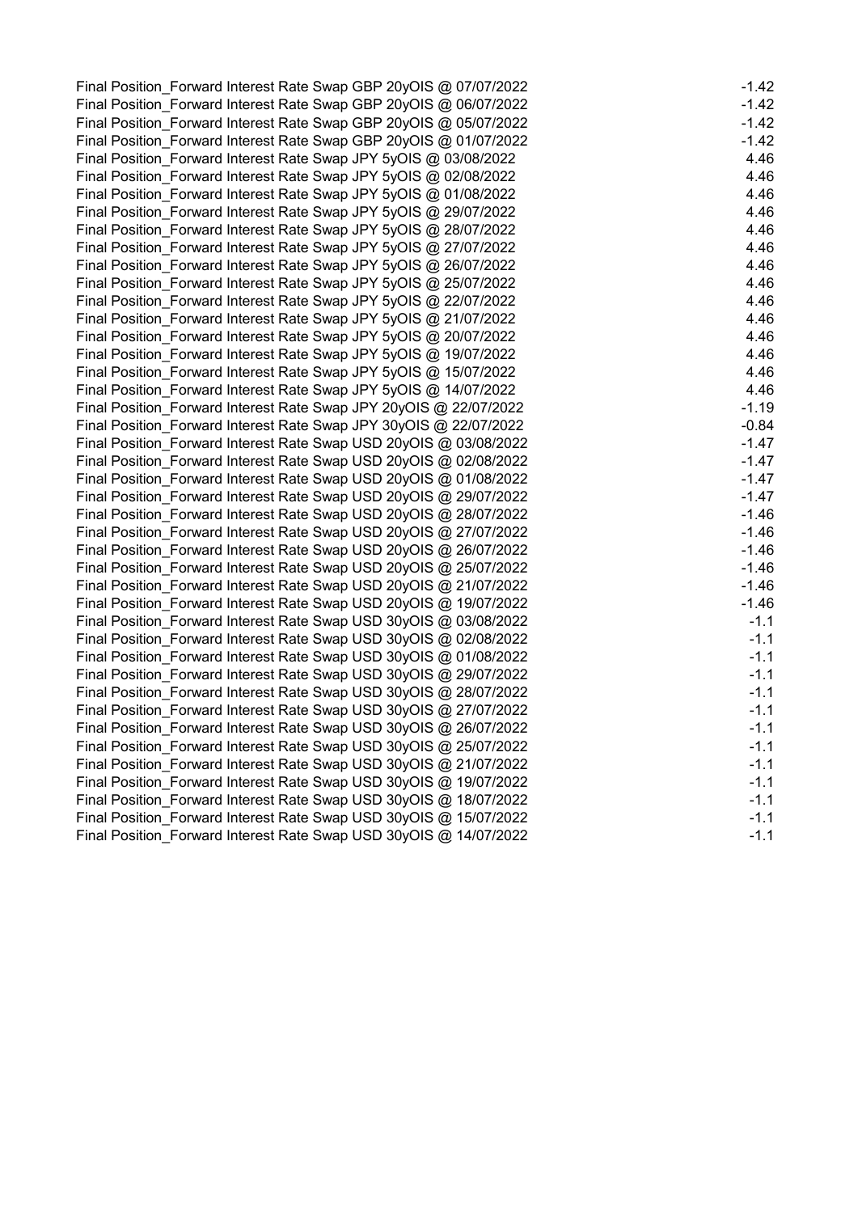| | |
|---|---|
| Final Position_Forward Interest Rate Swap GBP 20yOIS @ 07/07/2022 | -1.42 |
| Final Position_Forward Interest Rate Swap GBP 20yOIS @ 06/07/2022 | -1.42 |
| Final Position_Forward Interest Rate Swap GBP 20yOIS @ 05/07/2022 | -1.42 |
| Final Position_Forward Interest Rate Swap GBP 20yOIS @ 01/07/2022 | -1.42 |
| Final Position_Forward Interest Rate Swap JPY 5yOIS @ 03/08/2022 | 4.46 |
| Final Position_Forward Interest Rate Swap JPY 5yOIS @ 02/08/2022 | 4.46 |
| Final Position_Forward Interest Rate Swap JPY 5yOIS @ 01/08/2022 | 4.46 |
| Final Position_Forward Interest Rate Swap JPY 5yOIS @ 29/07/2022 | 4.46 |
| Final Position_Forward Interest Rate Swap JPY 5yOIS @ 28/07/2022 | 4.46 |
| Final Position_Forward Interest Rate Swap JPY 5yOIS @ 27/07/2022 | 4.46 |
| Final Position_Forward Interest Rate Swap JPY 5yOIS @ 26/07/2022 | 4.46 |
| Final Position_Forward Interest Rate Swap JPY 5yOIS @ 25/07/2022 | 4.46 |
| Final Position_Forward Interest Rate Swap JPY 5yOIS @ 22/07/2022 | 4.46 |
| Final Position_Forward Interest Rate Swap JPY 5yOIS @ 21/07/2022 | 4.46 |
| Final Position_Forward Interest Rate Swap JPY 5yOIS @ 20/07/2022 | 4.46 |
| Final Position_Forward Interest Rate Swap JPY 5yOIS @ 19/07/2022 | 4.46 |
| Final Position_Forward Interest Rate Swap JPY 5yOIS @ 15/07/2022 | 4.46 |
| Final Position_Forward Interest Rate Swap JPY 5yOIS @ 14/07/2022 | 4.46 |
| Final Position_Forward Interest Rate Swap JPY 20yOIS @ 22/07/2022 | -1.19 |
| Final Position_Forward Interest Rate Swap JPY 30yOIS @ 22/07/2022 | -0.84 |
| Final Position_Forward Interest Rate Swap USD 20yOIS @ 03/08/2022 | -1.47 |
| Final Position_Forward Interest Rate Swap USD 20yOIS @ 02/08/2022 | -1.47 |
| Final Position_Forward Interest Rate Swap USD 20yOIS @ 01/08/2022 | -1.47 |
| Final Position_Forward Interest Rate Swap USD 20yOIS @ 29/07/2022 | -1.47 |
| Final Position_Forward Interest Rate Swap USD 20yOIS @ 28/07/2022 | -1.46 |
| Final Position_Forward Interest Rate Swap USD 20yOIS @ 27/07/2022 | -1.46 |
| Final Position_Forward Interest Rate Swap USD 20yOIS @ 26/07/2022 | -1.46 |
| Final Position_Forward Interest Rate Swap USD 20yOIS @ 25/07/2022 | -1.46 |
| Final Position_Forward Interest Rate Swap USD 20yOIS @ 21/07/2022 | -1.46 |
| Final Position_Forward Interest Rate Swap USD 20yOIS @ 19/07/2022 | -1.46 |
| Final Position_Forward Interest Rate Swap USD 30yOIS @ 03/08/2022 | -1.1 |
| Final Position_Forward Interest Rate Swap USD 30yOIS @ 02/08/2022 | -1.1 |
| Final Position_Forward Interest Rate Swap USD 30yOIS @ 01/08/2022 | -1.1 |
| Final Position_Forward Interest Rate Swap USD 30yOIS @ 29/07/2022 | -1.1 |
| Final Position_Forward Interest Rate Swap USD 30yOIS @ 28/07/2022 | -1.1 |
| Final Position_Forward Interest Rate Swap USD 30yOIS @ 27/07/2022 | -1.1 |
| Final Position_Forward Interest Rate Swap USD 30yOIS @ 26/07/2022 | -1.1 |
| Final Position_Forward Interest Rate Swap USD 30yOIS @ 25/07/2022 | -1.1 |
| Final Position_Forward Interest Rate Swap USD 30yOIS @ 21/07/2022 | -1.1 |
| Final Position_Forward Interest Rate Swap USD 30yOIS @ 19/07/2022 | -1.1 |
| Final Position_Forward Interest Rate Swap USD 30yOIS @ 18/07/2022 | -1.1 |
| Final Position_Forward Interest Rate Swap USD 30yOIS @ 15/07/2022 | -1.1 |
| Final Position_Forward Interest Rate Swap USD 30yOIS @ 14/07/2022 | -1.1 |